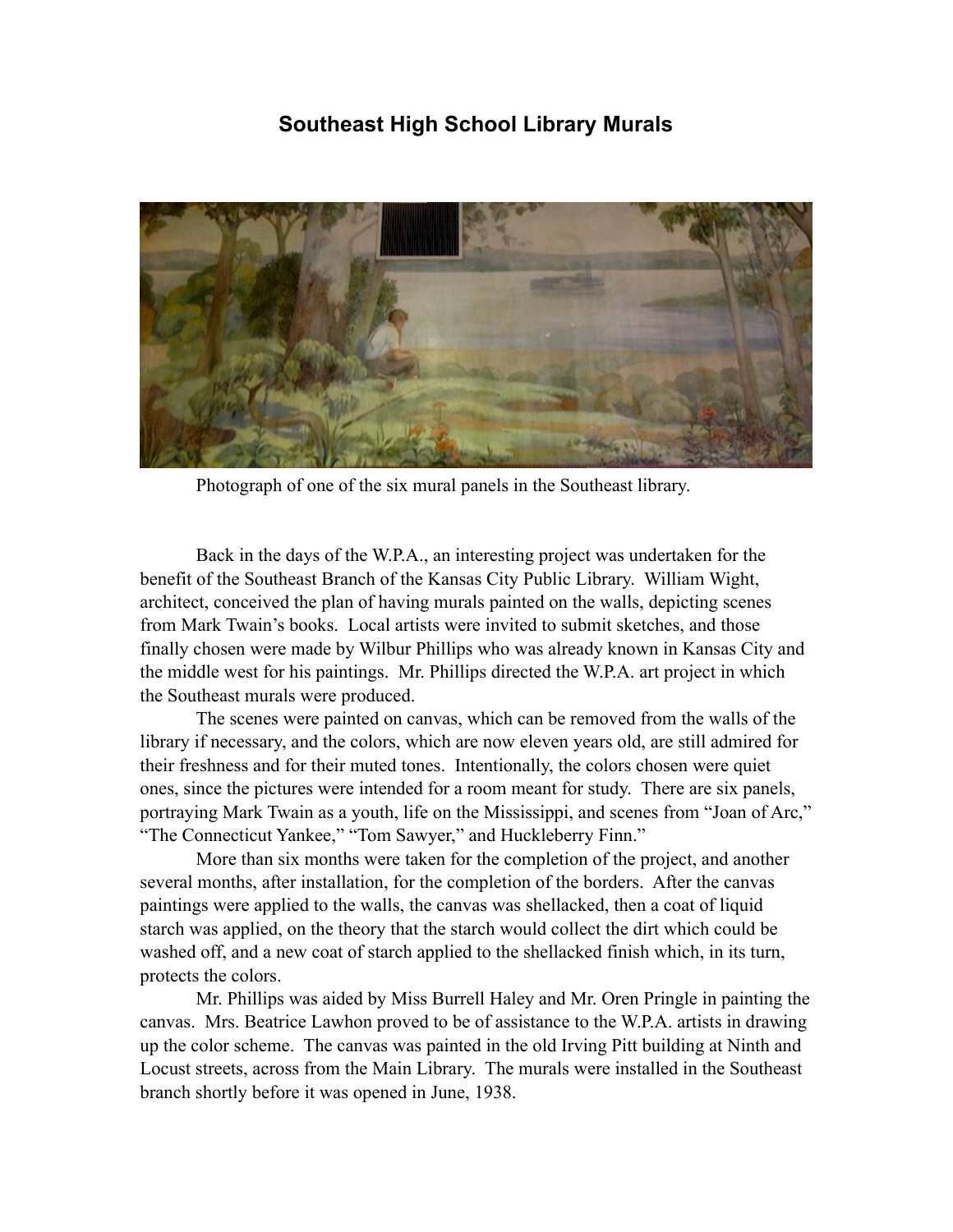# Southeast High School Library Murals

Photograph of one of the six mural panels in the Southeast library.

Back in the days of the W.P.A., an interesting project was undertaken for the benefit of the Southeast Branch of the Kansas City Public Library. William Wight, architect, conceived the plan of having murals painted on the walls, depicting scenes from Mark Twain's books. Local artists were invited to submit sketches, and those finally chosen were made by Wilbur Phillips who was already known in Kansas City and the middle west for his paintings. Mr. Phillips directed the W.P.A. art project in which the Southeast murals were produced.

The scenes were painted on canvas, which can be removed from the walls of the library if necessary, and the colors, which are now eleven years old, are still admired for their freshness and for their muted tones. Intentionally, the colors chosen were quiet ones, since the pictures were intended for a room meant for study. There are six panels, portraying Mark Twain as a youth, life on the Mississippi, and scenes from "Joan of Arc," "The Connecticut Yankee," "Tom Sawyer," and Huckleberry Finn."

More than six months were taken for the completion of the project, and another several months, after installation, for the completion of the borders. After the canvas paintings were applied to the walls, the canvas was shellacked, then a coat of liquid starch was applied, on the theory that the starch would collect the dirt which could be washed off, and a new coat of starch applied to the shellacked finish which, in its turn, protects the colors.

Mr. Phillips was aided by Miss Burrell Haley and Mr. Oren Pringle in painting the canvas. Mrs. Beatrice Lawhon proved to be of assistance to the W.P.A. artists in drawing up the color scheme. The canvas was painted in the old Irving Pitt building at Ninth and Locust streets, across from the Main Library. The murals were installed in the Southeast branch shortly before it was opened in June, 1938.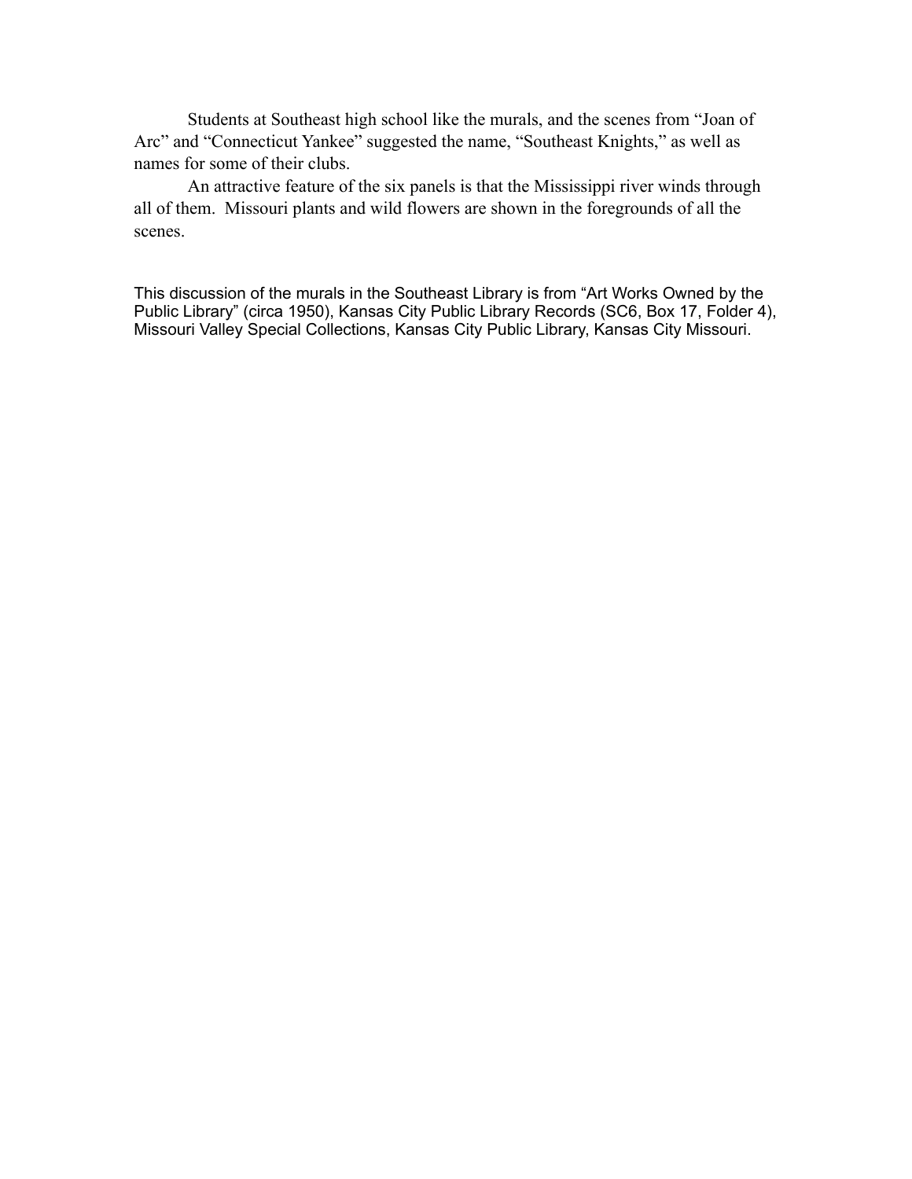Students at Southeast high school like the murals, and the scenes from “Joan of Arc” and “Connecticut Yankee” suggested the name, “Southeast Knights,” as well as names for some of their clubs.

An attractive feature of the six panels is that the Mississippi river winds through all of them. Missouri plants and wild flowers are shown in the foregrounds of all the scenes.

This discussion of the murals in the Southeast Library is from “Art Works Owned by the Public Library” (circa 1950), Kansas City Public Library Records (SC6, Box 17, Folder 4), Missouri Valley Special Collections, Kansas City Public Library, Kansas City Missouri.